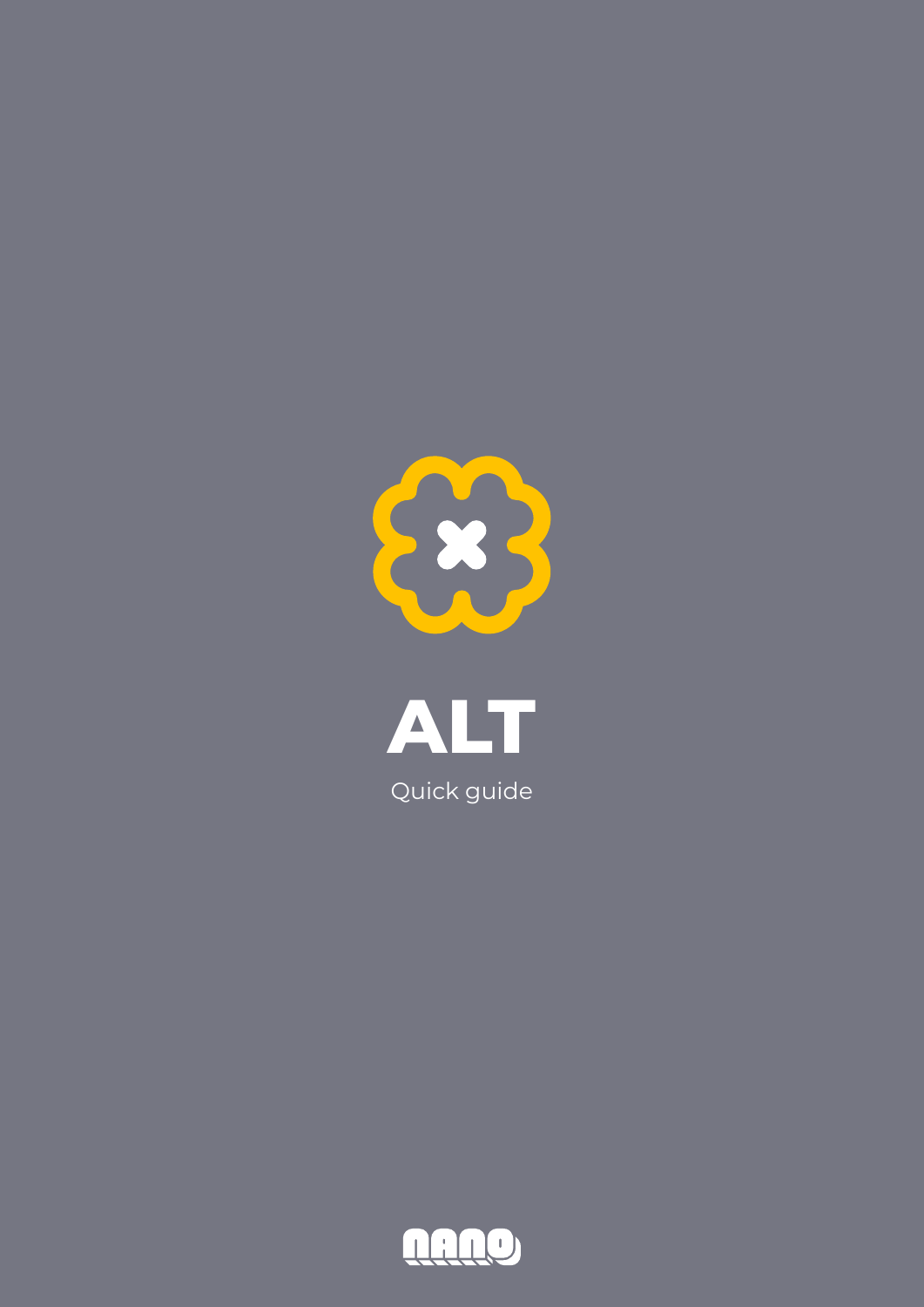# ALT

Quick guide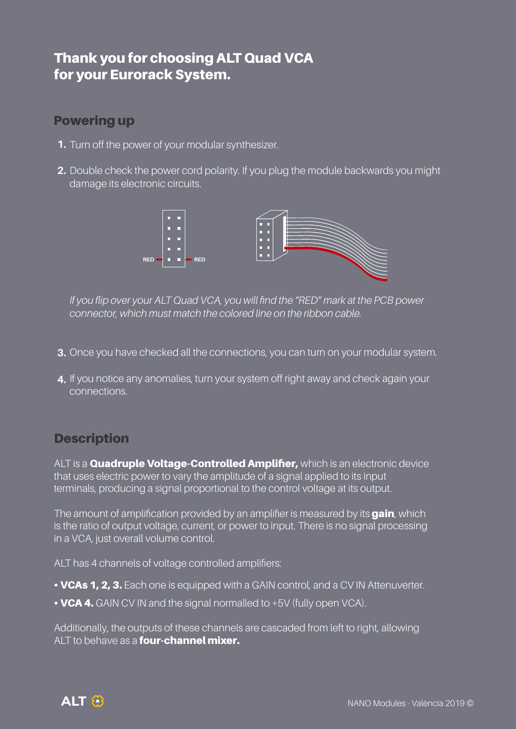# Thank you for choosing ALT Quad VCA for your Eurorack System.

## Powering up

1. Turn off the power of your modular synthesizer.
2. Double check the power cord polarity. If you plug the module backwards you might damage its electronic circuits.

RED RED

*If you flip over your ALT Quad VCA, you will find the "RED" mark at the PCB power connector, which must match the colored line on the ribbon cable.*

3. Once you have checked all the connections, you can turn on your modular system.
4. If you notice any anomalies, turn your system off right away and check again your connections.

## Description

ALT is a **Quadruple Voltage-Controlled Amplifier,** which is an electronic device that uses electric power to vary the amplitude of a signal applied to its input terminals, producing a signal proportional to the control voltage at its output.

The amount of amplification provided by an amplifier is measured by its **gain**, which is the ratio of output voltage, current, or power to input. There is no signal processing in a VCA, just overall volume control.

ALT has 4 channels of voltage controlled amplifiers:

- **VCAs 1, 2, 3.** Each one is equipped with a GAIN control, and a CV IN Attenuverter.
- **VCA 4.** GAIN CV IN and the signal normalled to +5V (fully open VCA).

Additionally, the outputs of these channels are cascaded from left to right, allowing ALT to behave as a **four-channel mixer.**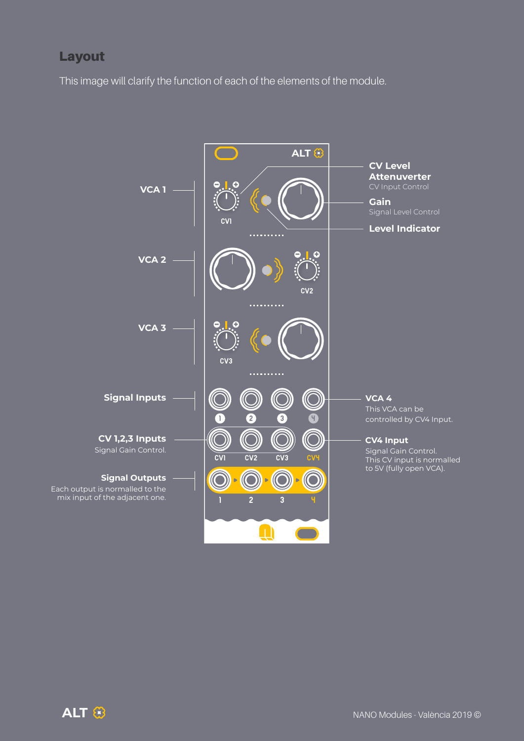## Layout

This image will clarify the function of each of the elements of the module.

**VCA 1**

**VCA 2**

**VCA 3**

**Signal Inputs**

**CV 1,2,3 Inputs**
Signal Gain Control.

**Signal Outputs**
Each output is normalled to the mix input of the adjacent one.

**CV Level Attenuverter**
CV Input Control

**Gain**
Signal Level Control

**Level Indicator**

**VCA 4**
This VCA can be controlled by CV4 Input.

**CV4 Input**
Signal Gain Control.
This CV input is normalled to 5V (fully open VCA).

ALT

CV1 CV2 CV3

1 2 3 4

CV1 CV2 CV3 CV4

1 2 3 4

NANO Modules · València 2019 ©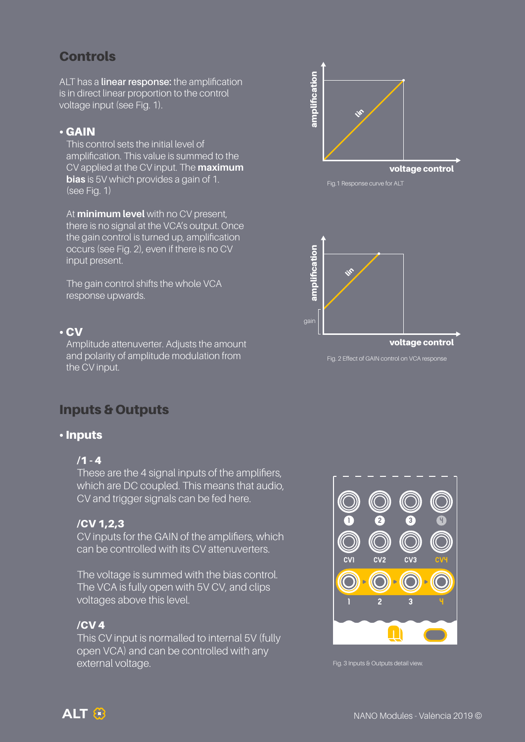## Controls

ALT has a **linear response:** the amplification is in direct linear proportion to the control voltage input (see Fig. 1).

- **GAIN**

  This control sets the initial level of amplification. This value is summed to the CV applied at the CV input. The **maximum bias** is 5V which provides a gain of 1. (see Fig. 1)

  At **minimum level** with no CV present, there is no signal at the VCA's output. Once the gain control is turned up, amplification occurs (see Fig. 2), even if there is no CV input present.

  The gain control shifts the whole VCA response upwards.

- **CV**

  Amplitude attenuverter. Adjusts the amount and polarity of amplitude modulation from the CV input.

Fig.1 Response curve for ALT

Fig. 2 Effect of GAIN control on VCA response

## Inputs & Outputs

- **Inputs**

### /1 - 4

These are the 4 signal inputs of the amplifiers, which are DC coupled. This means that audio, CV and trigger signals can be fed here.

### /CV 1,2,3

CV inputs for the GAIN of the amplifiers, which can be controlled with its CV attenuverters.

The voltage is summed with the bias control. The VCA is fully open with 5V CV, and clips voltages above this level.

### /CV 4

This CV input is normalled to internal 5V (fully open VCA) and can be controlled with any external voltage.

Fig. 3 Inputs & Outputs detail view.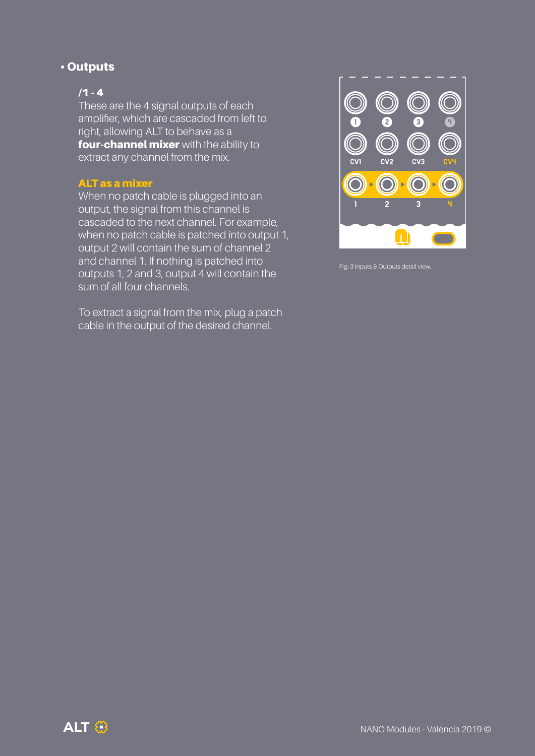## • Outputs

### /1 - 4

These are the 4 signal outputs of each amplifier, which are cascaded from left to right, allowing ALT to behave as a **four-channel mixer** with the ability to extract any channel from the mix.

### ALT as a mixer

When no patch cable is plugged into an output, the signal from this channel is cascaded to the next channel. For example, when no patch cable is patched into output 1, output 2 will contain the sum of channel 2 and channel 1. If nothing is patched into outputs 1, 2 and 3, output 4 will contain the sum of all four channels.

To extract a signal from the mix, plug a patch cable in the output of the desired channel.

Fig. 3 Inputs & Outputs detail view.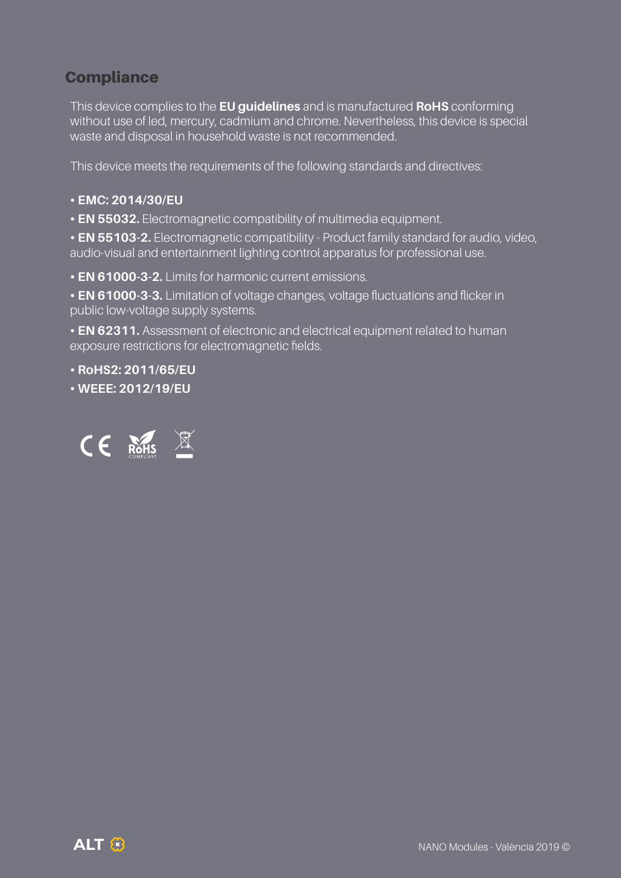## Compliance

This device complies to the **EU guidelines** and is manufactured **RoHS** conforming without use of led, mercury, cadmium and chrome. Nevertheless, this device is special waste and disposal in household waste is not recommended.

This device meets the requirements of the following standards and directives:

- **EMC: 2014/30/EU**
- **EN 55032.** Electromagnetic compatibility of multimedia equipment.
- **EN 55103-2.** Electromagnetic compatibility - Product family standard for audio, video, audio-visual and entertainment lighting control apparatus for professional use.
- **EN 61000-3-2.** Limits for harmonic current emissions.
- **EN 61000-3-3.** Limitation of voltage changes, voltage fluctuations and flicker in public low-voltage supply systems.
- **EN 62311.** Assessment of electronic and electrical equipment related to human exposure restrictions for electromagnetic fields.
- **RoHS2: 2011/65/EU**
- **WEEE: 2012/19/EU**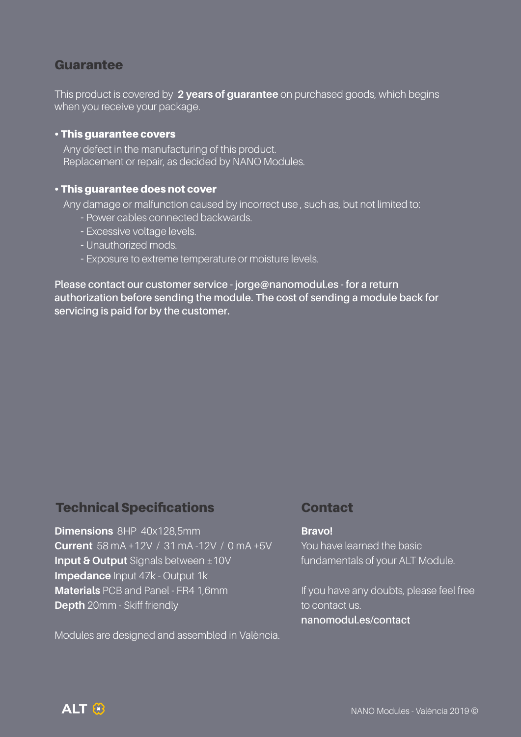## Guarantee

This product is covered by **2 years of guarantee** on purchased goods, which begins when you receive your package.

- **This guarantee covers**

  Any defect in the manufacturing of this product.
  Replacement or repair, as decided by NANO Modules.

- **This guarantee does not cover**

  Any damage or malfunction caused by incorrect use , such as, but not limited to:
  - Power cables connected backwards.
  - Excessive voltage levels.
  - Unauthorized mods.
  - Exposure to extreme temperature or moisture levels.

**Please contact our customer service - jorge@nanomodul.es - for a return authorization before sending the module. The cost of sending a module back for servicing is paid for by the customer.**

## Technical Specifications

**Dimensions** 8HP 40x128,5mm
**Current** 58 mA +12V / 31 mA -12V / 0 mA +5V
**Input & Output** Signals between ±10V
**Impedance** Input 47k - Output 1k
**Materials** PCB and Panel - FR4 1,6mm
**Depth** 20mm - Skiff friendly

Modules are designed and assembled in València.

## Contact

**Bravo!**
You have learned the basic fundamentals of your ALT Module.

If you have any doubts, please feel free to contact us.
**nanomodul.es/contact**

ALT

NANO Modules - València 2019 ©